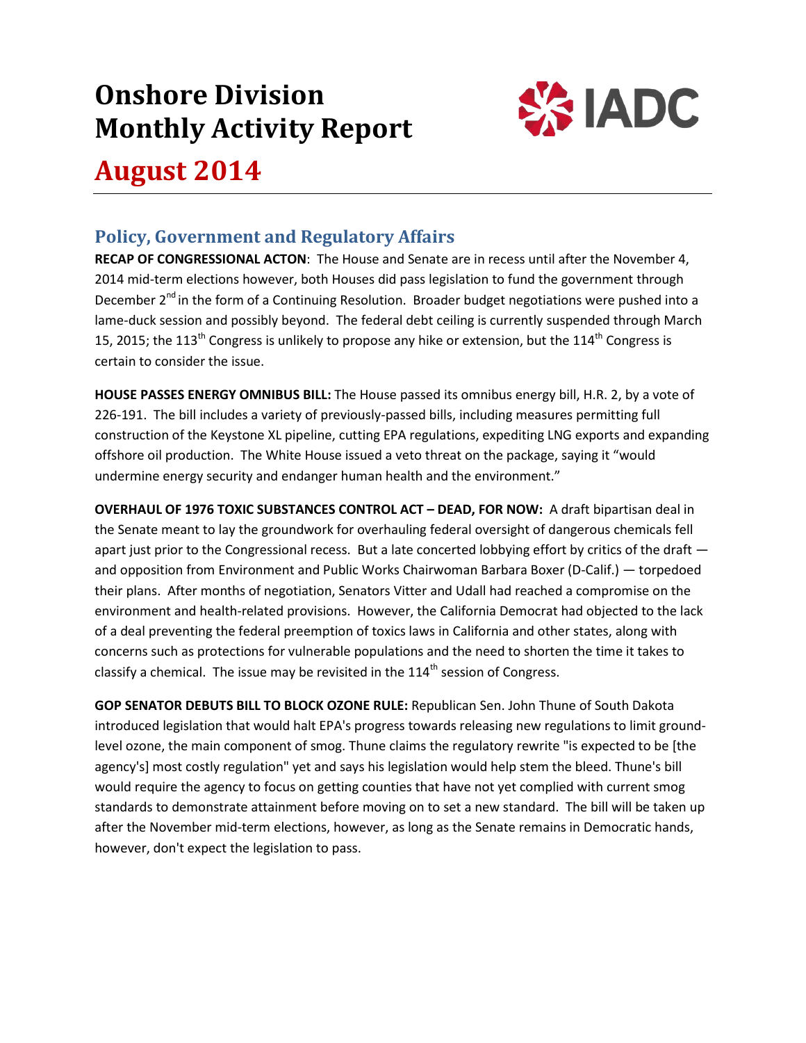# Onshore Division Monthly Activity Report

# August 2014

## Policy, Government and Regulatory Affairs

**RECAP OF CONGRESSIONAL ACTON**: The House and Senate are in recess until after the November 4, 2014 mid-term elections however, both Houses did pass legislation to fund the government through December 2nd in the form of a Continuing Resolution. Broader budget negotiations were pushed into a lame-duck session and possibly beyond. The federal debt ceiling is currently suspended through March 15, 2015; the 113th Congress is unlikely to propose any hike or extension, but the 114th Congress is certain to consider the issue.

**HOUSE PASSES ENERGY OMNIBUS BILL:** The House passed its omnibus energy bill, H.R. 2, by a vote of 226-191. The bill includes a variety of previously-passed bills, including measures permitting full construction of the Keystone XL pipeline, cutting EPA regulations, expediting LNG exports and expanding offshore oil production. The White House issued a veto threat on the package, saying it "would undermine energy security and endanger human health and the environment."

**OVERHAUL OF 1976 TOXIC SUBSTANCES CONTROL ACT – DEAD, FOR NOW:** A draft bipartisan deal in the Senate meant to lay the groundwork for overhauling federal oversight of dangerous chemicals fell apart just prior to the Congressional recess. But a late concerted lobbying effort by critics of the draft — and opposition from Environment and Public Works Chairwoman Barbara Boxer (D-Calif.) — torpedoed their plans. After months of negotiation, Senators Vitter and Udall had reached a compromise on the environment and health-related provisions. However, the California Democrat had objected to the lack of a deal preventing the federal preemption of toxics laws in California and other states, along with concerns such as protections for vulnerable populations and the need to shorten the time it takes to classify a chemical. The issue may be revisited in the 114th session of Congress.

**GOP SENATOR DEBUTS BILL TO BLOCK OZONE RULE:** Republican Sen. John Thune of South Dakota introduced legislation that would halt EPA's progress towards releasing new regulations to limit ground-level ozone, the main component of smog. Thune claims the regulatory rewrite "is expected to be [the agency's] most costly regulation" yet and says his legislation would help stem the bleed. Thune's bill would require the agency to focus on getting counties that have not yet complied with current smog standards to demonstrate attainment before moving on to set a new standard. The bill will be taken up after the November mid-term elections, however, as long as the Senate remains in Democratic hands, however, don't expect the legislation to pass.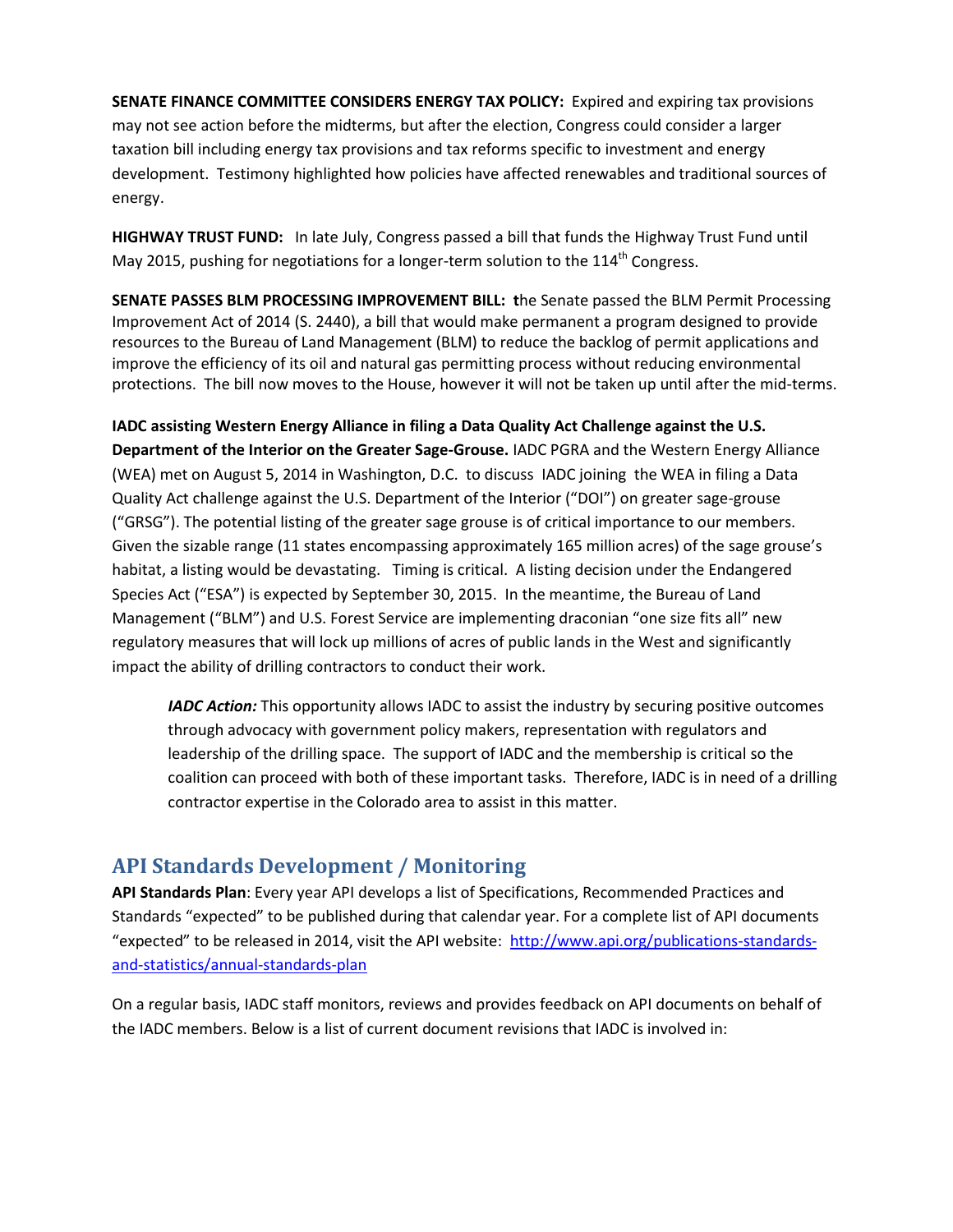**SENATE FINANCE COMMITTEE CONSIDERS ENERGY TAX POLICY:** Expired and expiring tax provisions may not see action before the midterms, but after the election, Congress could consider a larger taxation bill including energy tax provisions and tax reforms specific to investment and energy development. Testimony highlighted how policies have affected renewables and traditional sources of energy.

**HIGHWAY TRUST FUND:** In late July, Congress passed a bill that funds the Highway Trust Fund until May 2015, pushing for negotiations for a longer-term solution to the 114th Congress.

**SENATE PASSES BLM PROCESSING IMPROVEMENT BILL: t**he Senate passed the BLM Permit Processing Improvement Act of 2014 (S. 2440), a bill that would make permanent a program designed to provide resources to the Bureau of Land Management (BLM) to reduce the backlog of permit applications and improve the efficiency of its oil and natural gas permitting process without reducing environmental protections. The bill now moves to the House, however it will not be taken up until after the mid-terms.

**IADC assisting Western Energy Alliance in filing a Data Quality Act Challenge against the U.S. Department of the Interior on the Greater Sage-Grouse.** IADC PGRA and the Western Energy Alliance (WEA) met on August 5, 2014 in Washington, D.C. to discuss IADC joining the WEA in filing a Data Quality Act challenge against the U.S. Department of the Interior ("DOI") on greater sage-grouse ("GRSG"). The potential listing of the greater sage grouse is of critical importance to our members. Given the sizable range (11 states encompassing approximately 165 million acres) of the sage grouse's habitat, a listing would be devastating. Timing is critical. A listing decision under the Endangered Species Act ("ESA") is expected by September 30, 2015. In the meantime, the Bureau of Land Management ("BLM") and U.S. Forest Service are implementing draconian "one size fits all" new regulatory measures that will lock up millions of acres of public lands in the West and significantly impact the ability of drilling contractors to conduct their work.

> ***IADC Action:*** This opportunity allows IADC to assist the industry by securing positive outcomes through advocacy with government policy makers, representation with regulators and leadership of the drilling space. The support of IADC and the membership is critical so the coalition can proceed with both of these important tasks. Therefore, IADC is in need of a drilling contractor expertise in the Colorado area to assist in this matter.

## API Standards Development / Monitoring

**API Standards Plan**: Every year API develops a list of Specifications, Recommended Practices and Standards "expected" to be published during that calendar year. For a complete list of API documents "expected" to be released in 2014, visit the API website: http://www.api.org/publications-standards-and-statistics/annual-standards-plan

On a regular basis, IADC staff monitors, reviews and provides feedback on API documents on behalf of the IADC members. Below is a list of current document revisions that IADC is involved in: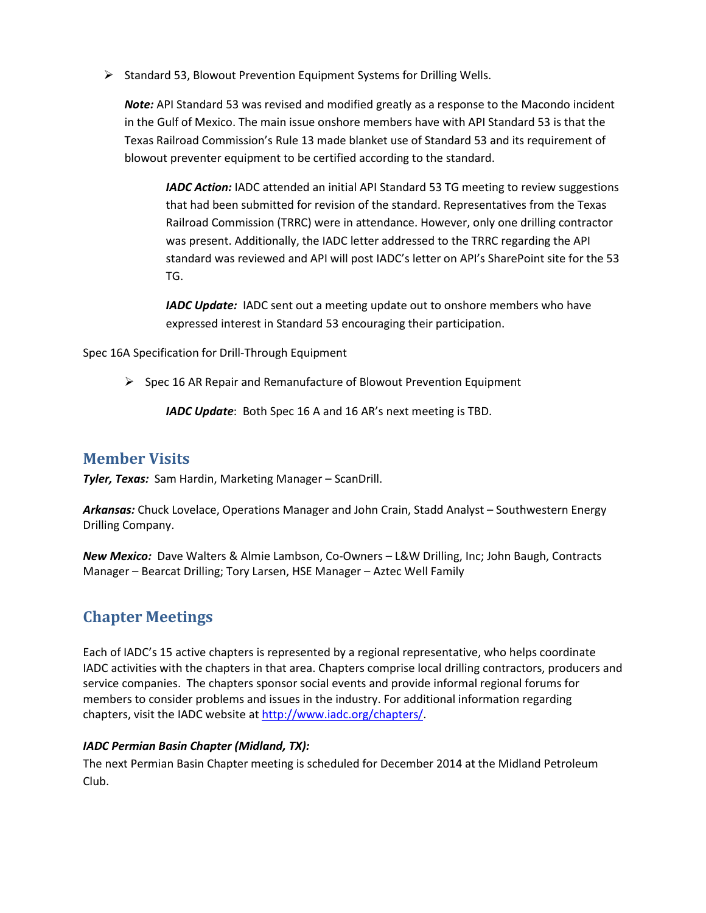- Standard 53, Blowout Prevention Equipment Systems for Drilling Wells.

  ***Note:*** API Standard 53 was revised and modified greatly as a response to the Macondo incident in the Gulf of Mexico. The main issue onshore members have with API Standard 53 is that the Texas Railroad Commission's Rule 13 made blanket use of Standard 53 and its requirement of blowout preventer equipment to be certified according to the standard.

  > ***IADC Action:*** IADC attended an initial API Standard 53 TG meeting to review suggestions that had been submitted for revision of the standard. Representatives from the Texas Railroad Commission (TRRC) were in attendance. However, only one drilling contractor was present. Additionally, the IADC letter addressed to the TRRC regarding the API standard was reviewed and API will post IADC's letter on API's SharePoint site for the 53 TG.
  >
  > ***IADC Update:*** IADC sent out a meeting update out to onshore members who have expressed interest in Standard 53 encouraging their participation.

Spec 16A Specification for Drill-Through Equipment

- Spec 16 AR Repair and Remanufacture of Blowout Prevention Equipment

  > ***IADC Update***: Both Spec 16 A and 16 AR's next meeting is TBD.

## Member Visits

***Tyler, Texas:*** Sam Hardin, Marketing Manager – ScanDrill.

***Arkansas:*** Chuck Lovelace, Operations Manager and John Crain, Stadd Analyst – Southwestern Energy Drilling Company.

***New Mexico:*** Dave Walters & Almie Lambson, Co-Owners – L&W Drilling, Inc; John Baugh, Contracts Manager – Bearcat Drilling; Tory Larsen, HSE Manager – Aztec Well Family

## Chapter Meetings

Each of IADC's 15 active chapters is represented by a regional representative, who helps coordinate IADC activities with the chapters in that area. Chapters comprise local drilling contractors, producers and service companies. The chapters sponsor social events and provide informal regional forums for members to consider problems and issues in the industry. For additional information regarding chapters, visit the IADC website at http://www.iadc.org/chapters/.

***IADC Permian Basin Chapter (Midland, TX):***

The next Permian Basin Chapter meeting is scheduled for December 2014 at the Midland Petroleum Club.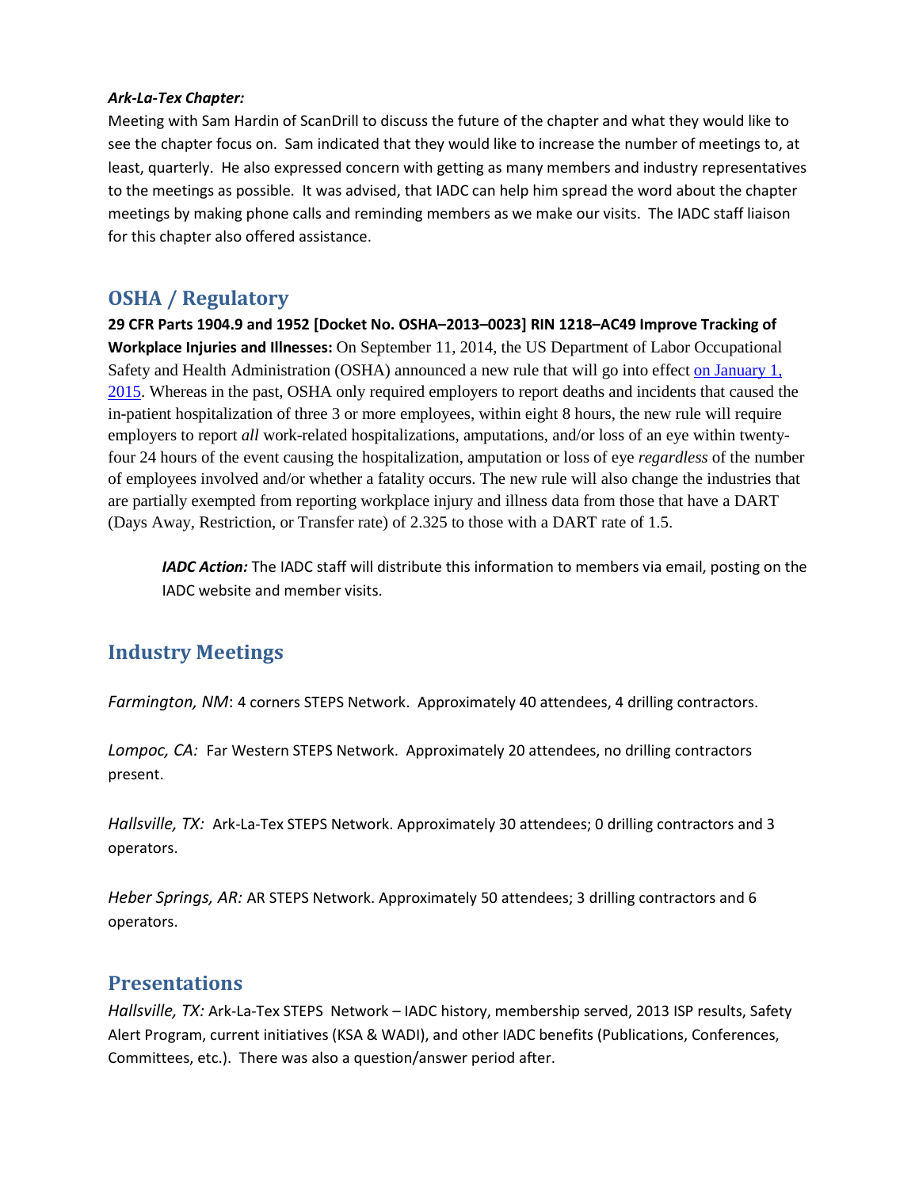***Ark-La-Tex Chapter:***

Meeting with Sam Hardin of ScanDrill to discuss the future of the chapter and what they would like to see the chapter focus on. Sam indicated that they would like to increase the number of meetings to, at least, quarterly. He also expressed concern with getting as many members and industry representatives to the meetings as possible. It was advised, that IADC can help him spread the word about the chapter meetings by making phone calls and reminding members as we make our visits. The IADC staff liaison for this chapter also offered assistance.

## OSHA / Regulatory

**29 CFR Parts 1904.9 and 1952 [Docket No. OSHA–2013–0023] RIN 1218–AC49 Improve Tracking of Workplace Injuries and Illnesses:** On September 11, 2014, the US Department of Labor Occupational Safety and Health Administration (OSHA) announced a new rule that will go into effect on January 1, 2015. Whereas in the past, OSHA only required employers to report deaths and incidents that caused the in-patient hospitalization of three 3 or more employees, within eight 8 hours, the new rule will require employers to report *all* work-related hospitalizations, amputations, and/or loss of an eye within twenty-four 24 hours of the event causing the hospitalization, amputation or loss of eye *regardless* of the number of employees involved and/or whether a fatality occurs. The new rule will also change the industries that are partially exempted from reporting workplace injury and illness data from those that have a DART (Days Away, Restriction, or Transfer rate) of 2.325 to those with a DART rate of 1.5.

> ***IADC Action:*** The IADC staff will distribute this information to members via email, posting on the IADC website and member visits.

## Industry Meetings

*Farmington, NM*: 4 corners STEPS Network. Approximately 40 attendees, 4 drilling contractors.

*Lompoc, CA:* Far Western STEPS Network. Approximately 20 attendees, no drilling contractors present.

*Hallsville, TX:* Ark-La-Tex STEPS Network. Approximately 30 attendees; 0 drilling contractors and 3 operators.

*Heber Springs, AR:* AR STEPS Network. Approximately 50 attendees; 3 drilling contractors and 6 operators.

## Presentations

*Hallsville, TX:* Ark-La-Tex STEPS Network – IADC history, membership served, 2013 ISP results, Safety Alert Program, current initiatives (KSA & WADI), and other IADC benefits (Publications, Conferences, Committees, etc.). There was also a question/answer period after.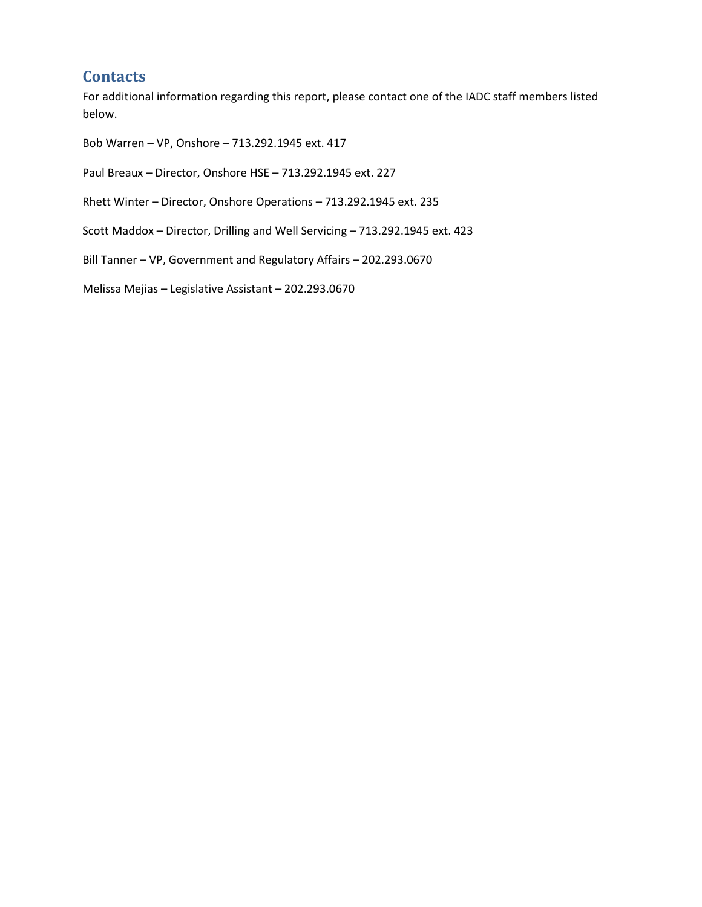## Contacts

For additional information regarding this report, please contact one of the IADC staff members listed below.

Bob Warren – VP, Onshore – 713.292.1945 ext. 417

Paul Breaux – Director, Onshore HSE – 713.292.1945 ext. 227

Rhett Winter – Director, Onshore Operations – 713.292.1945 ext. 235

Scott Maddox – Director, Drilling and Well Servicing – 713.292.1945 ext. 423

Bill Tanner – VP, Government and Regulatory Affairs – 202.293.0670

Melissa Mejias – Legislative Assistant – 202.293.0670